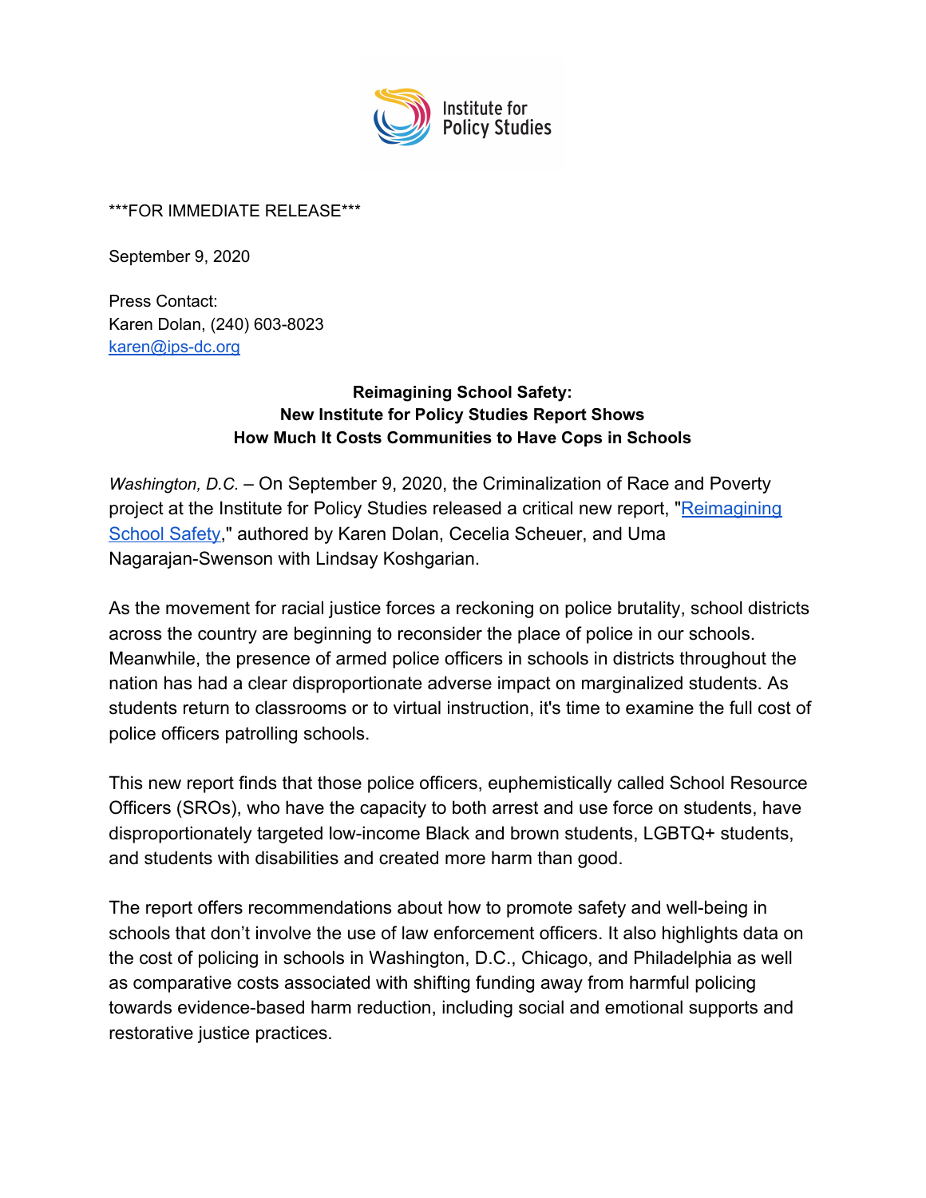Institute for Policy Studies

\*\*\*FOR IMMEDIATE RELEASE\*\*\*

September 9, 2020

Press Contact:
Karen Dolan, (240) 603-8023
karen@ips-dc.org

**Reimagining School Safety:**
**New Institute for Policy Studies Report Shows**
**How Much It Costs Communities to Have Cops in Schools**

*Washington, D.C.* – On September 9, 2020, the Criminalization of Race and Poverty project at the Institute for Policy Studies released a critical new report, "[Reimagining School Safety](#)," authored by Karen Dolan, Cecelia Scheuer, and Uma Nagarajan-Swenson with Lindsay Koshgarian.

As the movement for racial justice forces a reckoning on police brutality, school districts across the country are beginning to reconsider the place of police in our schools. Meanwhile, the presence of armed police officers in schools in districts throughout the nation has had a clear disproportionate adverse impact on marginalized students. As students return to classrooms or to virtual instruction, it's time to examine the full cost of police officers patrolling schools.

This new report finds that those police officers, euphemistically called School Resource Officers (SROs), who have the capacity to both arrest and use force on students, have disproportionately targeted low-income Black and brown students, LGBTQ+ students, and students with disabilities and created more harm than good.

The report offers recommendations about how to promote safety and well-being in schools that don't involve the use of law enforcement officers. It also highlights data on the cost of policing in schools in Washington, D.C., Chicago, and Philadelphia as well as comparative costs associated with shifting funding away from harmful policing towards evidence-based harm reduction, including social and emotional supports and restorative justice practices.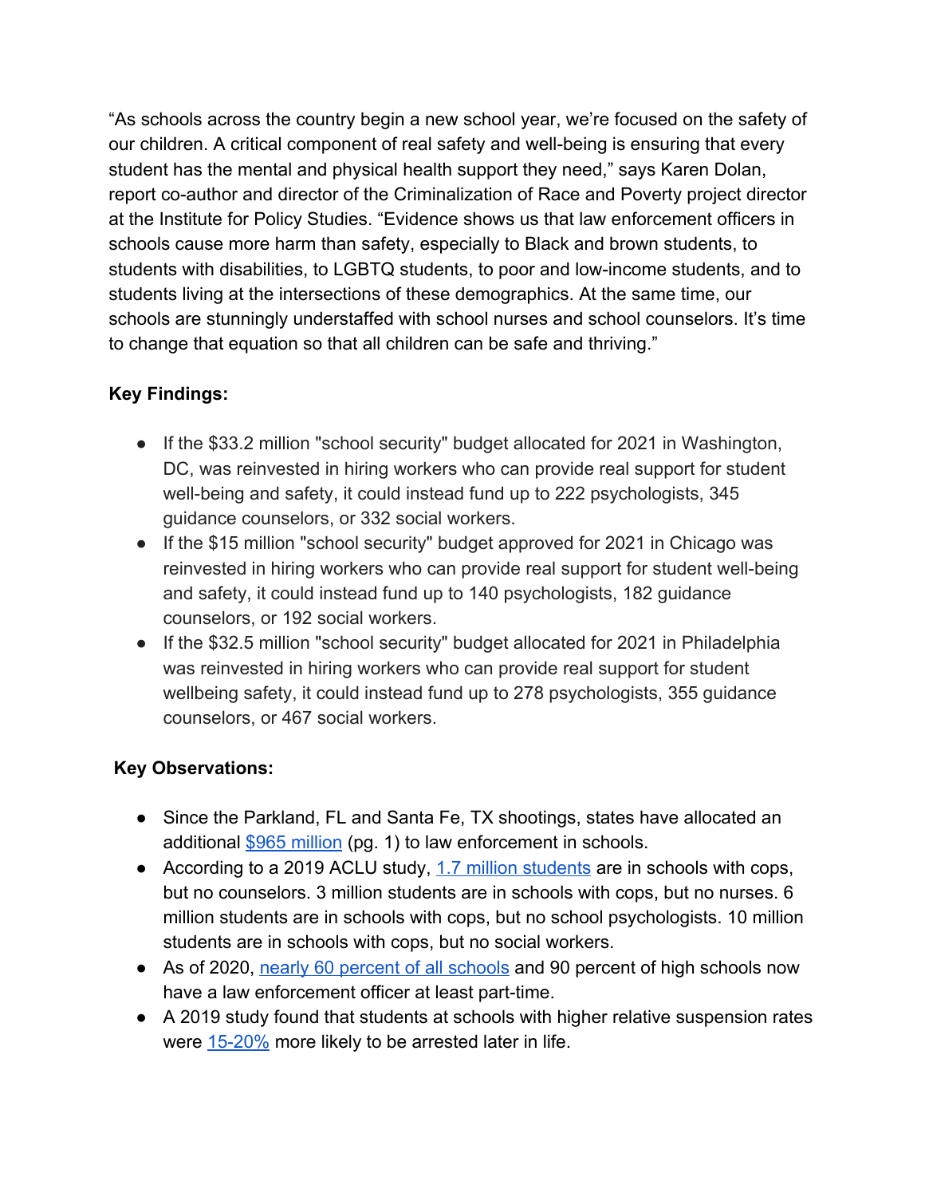"As schools across the country begin a new school year, we're focused on the safety of our children. A critical component of real safety and well-being is ensuring that every student has the mental and physical health support they need," says Karen Dolan, report co-author and director of the Criminalization of Race and Poverty project director at the Institute for Policy Studies. "Evidence shows us that law enforcement officers in schools cause more harm than safety, especially to Black and brown students, to students with disabilities, to LGBTQ students, to poor and low-income students, and to students living at the intersections of these demographics. At the same time, our schools are stunningly understaffed with school nurses and school counselors. It's time to change that equation so that all children can be safe and thriving."

**Key Findings:**

- If the $33.2 million "school security" budget allocated for 2021 in Washington, DC, was reinvested in hiring workers who can provide real support for student well-being and safety, it could instead fund up to 222 psychologists, 345 guidance counselors, or 332 social workers.
- If the $15 million "school security" budget approved for 2021 in Chicago was reinvested in hiring workers who can provide real support for student well-being and safety, it could instead fund up to 140 psychologists, 182 guidance counselors, or 192 social workers.
- If the $32.5 million "school security" budget allocated for 2021 in Philadelphia was reinvested in hiring workers who can provide real support for student wellbeing safety, it could instead fund up to 278 psychologists, 355 guidance counselors, or 467 social workers.

**Key Observations:**

- Since the Parkland, FL and Santa Fe, TX shootings, states have allocated an additional $965 million (pg. 1) to law enforcement in schools.
- According to a 2019 ACLU study, 1.7 million students are in schools with cops, but no counselors. 3 million students are in schools with cops, but no nurses. 6 million students are in schools with cops, but no school psychologists. 10 million students are in schools with cops, but no social workers.
- As of 2020, nearly 60 percent of all schools and 90 percent of high schools now have a law enforcement officer at least part-time.
- A 2019 study found that students at schools with higher relative suspension rates were 15-20% more likely to be arrested later in life.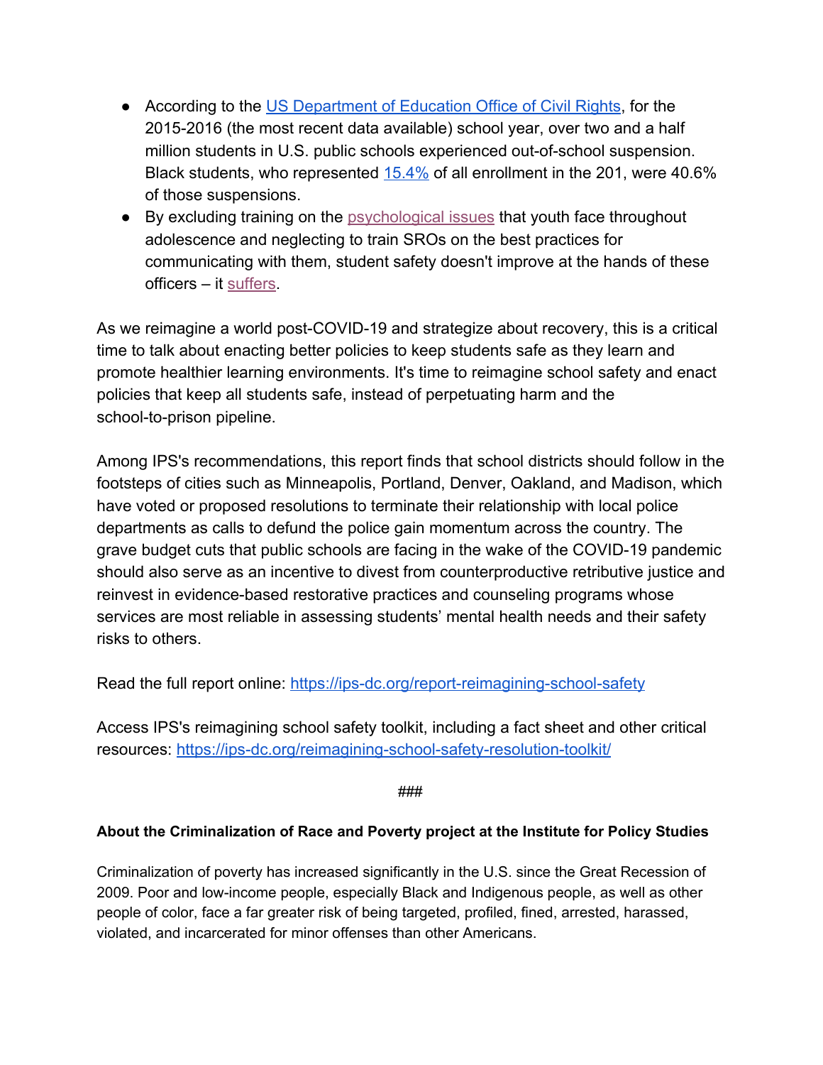- According to the US Department of Education Office of Civil Rights, for the 2015-2016 (the most recent data available) school year, over two and a half million students in U.S. public schools experienced out-of-school suspension. Black students, who represented 15.4% of all enrollment in the 201, were 40.6% of those suspensions.
- By excluding training on the psychological issues that youth face throughout adolescence and neglecting to train SROs on the best practices for communicating with them, student safety doesn't improve at the hands of these officers – it suffers.

As we reimagine a world post-COVID-19 and strategize about recovery, this is a critical time to talk about enacting better policies to keep students safe as they learn and promote healthier learning environments. It's time to reimagine school safety and enact policies that keep all students safe, instead of perpetuating harm and the school-to-prison pipeline.

Among IPS's recommendations, this report finds that school districts should follow in the footsteps of cities such as Minneapolis, Portland, Denver, Oakland, and Madison, which have voted or proposed resolutions to terminate their relationship with local police departments as calls to defund the police gain momentum across the country. The grave budget cuts that public schools are facing in the wake of the COVID-19 pandemic should also serve as an incentive to divest from counterproductive retributive justice and reinvest in evidence-based restorative practices and counseling programs whose services are most reliable in assessing students' mental health needs and their safety risks to others.

Read the full report online: https://ips-dc.org/report-reimagining-school-safety

Access IPS's reimagining school safety toolkit, including a fact sheet and other critical resources: https://ips-dc.org/reimagining-school-safety-resolution-toolkit/

###

**About the Criminalization of Race and Poverty project at the Institute for Policy Studies**

Criminalization of poverty has increased significantly in the U.S. since the Great Recession of 2009. Poor and low-income people, especially Black and Indigenous people, as well as other people of color, face a far greater risk of being targeted, profiled, fined, arrested, harassed, violated, and incarcerated for minor offenses than other Americans.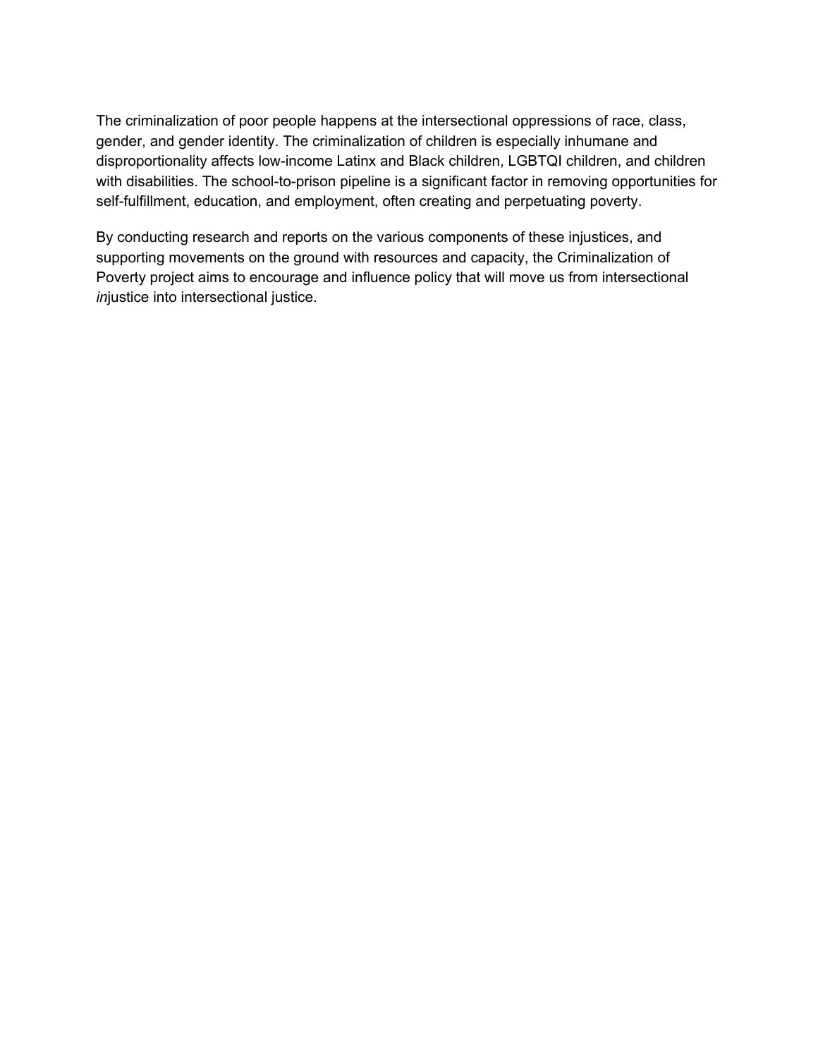The criminalization of poor people happens at the intersectional oppressions of race, class, gender, and gender identity. The criminalization of children is especially inhumane and disproportionality affects low-income Latinx and Black children, LGBTQI children, and children with disabilities. The school-to-prison pipeline is a significant factor in removing opportunities for self-fulfillment, education, and employment, often creating and perpetuating poverty.

By conducting research and reports on the various components of these injustices, and supporting movements on the ground with resources and capacity, the Criminalization of Poverty project aims to encourage and influence policy that will move us from intersectional *in*justice into intersectional justice.